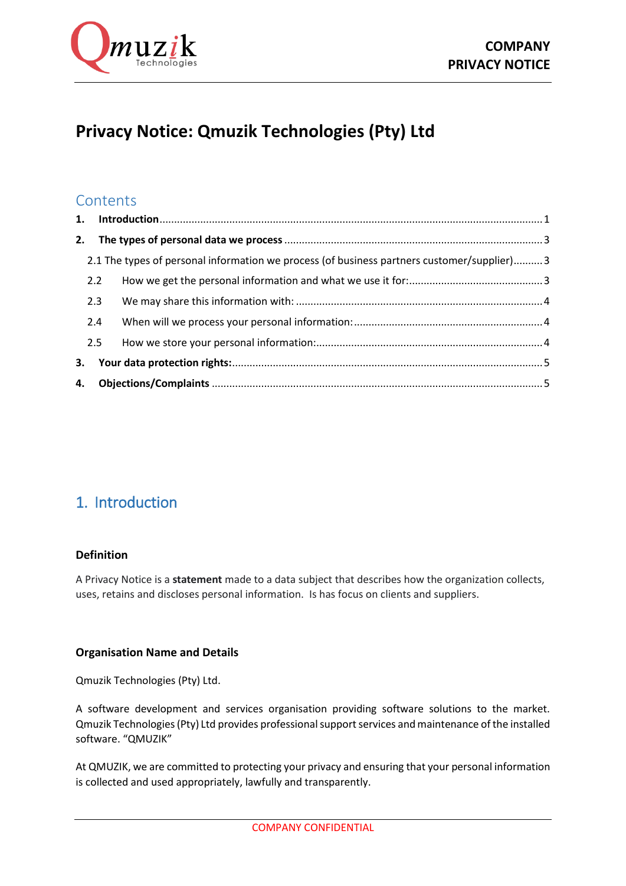# Privacy Notice: Qmuzik Technologies (Pty) Ltd

## Contents

**1. Introduction** ..... 1

**2. The types of personal data we process** ..... 3

2.1 The types of personal information we process (of business partners customer/supplier) ..... 3

2.2 How we get the personal information and what we use it for: ..... 3

2.3 We may share this information with: ..... 4

2.4 When will we process your personal information: ..... 4

2.5 How we store your personal information: ..... 4

**3. Your data protection rights:** ..... 5

**4. Objections/Complaints** ..... 5

## 1. Introduction

### Definition

A Privacy Notice is a **statement** made to a data subject that describes how the organization collects, uses, retains and discloses personal information. Is has focus on clients and suppliers.

### Organisation Name and Details

Qmuzik Technologies (Pty) Ltd.

A software development and services organisation providing software solutions to the market. Qmuzik Technologies (Pty) Ltd provides professional support services and maintenance of the installed software. "QMUZIK"

At QMUZIK, we are committed to protecting your privacy and ensuring that your personal information is collected and used appropriately, lawfully and transparently.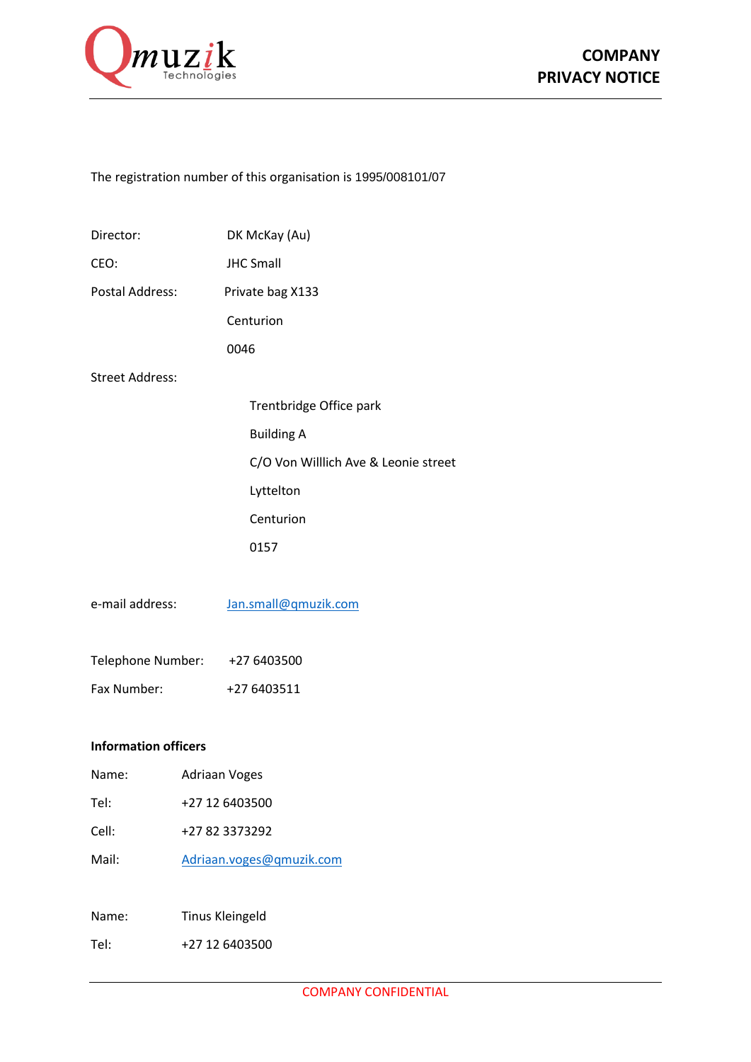The registration number of this organisation is 1995/008101/07

Director: DK McKay (Au)

CEO: JHC Small

Postal Address: Private bag X133
Centurion
0046

Street Address:

Trentbridge Office park
Building A
C/O Von Willlich Ave & Leonie street
Lyttelton
Centurion
0157

e-mail address: Jan.small@qmuzik.com

Telephone Number: +27 6403500

Fax Number: +27 6403511

**Information officers**

Name: Adriaan Voges

Tel: +27 12 6403500

Cell: +27 82 3373292

Mail: Adriaan.voges@qmuzik.com

Name: Tinus Kleingeld

Tel: +27 12 6403500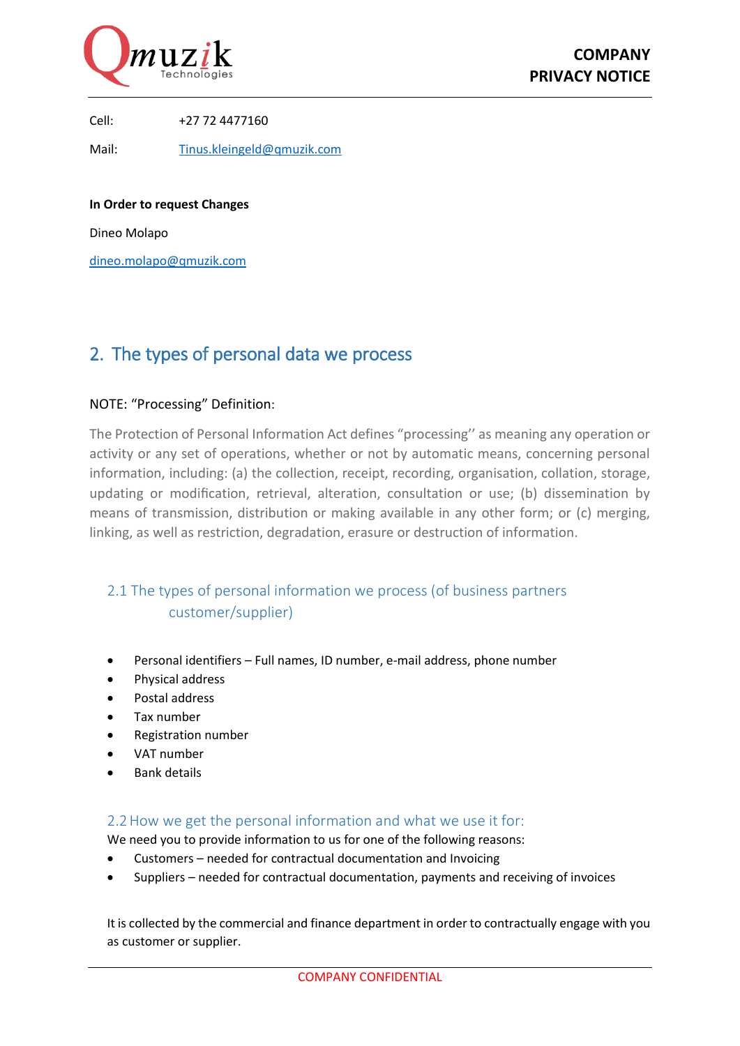Cell: +27 72 4477160

Mail: Tinus.kleingeld@qmuzik.com

**In Order to request Changes**

Dineo Molapo

dineo.molapo@qmuzik.com

## 2. The types of personal data we process

NOTE: "Processing" Definition:

The Protection of Personal Information Act defines "processing'' as meaning any operation or activity or any set of operations, whether or not by automatic means, concerning personal information, including: (a) the collection, receipt, recording, organisation, collation, storage, updating or modification, retrieval, alteration, consultation or use; (b) dissemination by means of transmission, distribution or making available in any other form; or (c) merging, linking, as well as restriction, degradation, erasure or destruction of information.

### 2.1 The types of personal information we process (of business partners customer/supplier)

- Personal identifiers – Full names, ID number, e-mail address, phone number
- Physical address
- Postal address
- Tax number
- Registration number
- VAT number
- Bank details

### 2.2 How we get the personal information and what we use it for:

We need you to provide information to us for one of the following reasons:

- Customers – needed for contractual documentation and Invoicing
- Suppliers – needed for contractual documentation, payments and receiving of invoices

It is collected by the commercial and finance department in order to contractually engage with you as customer or supplier.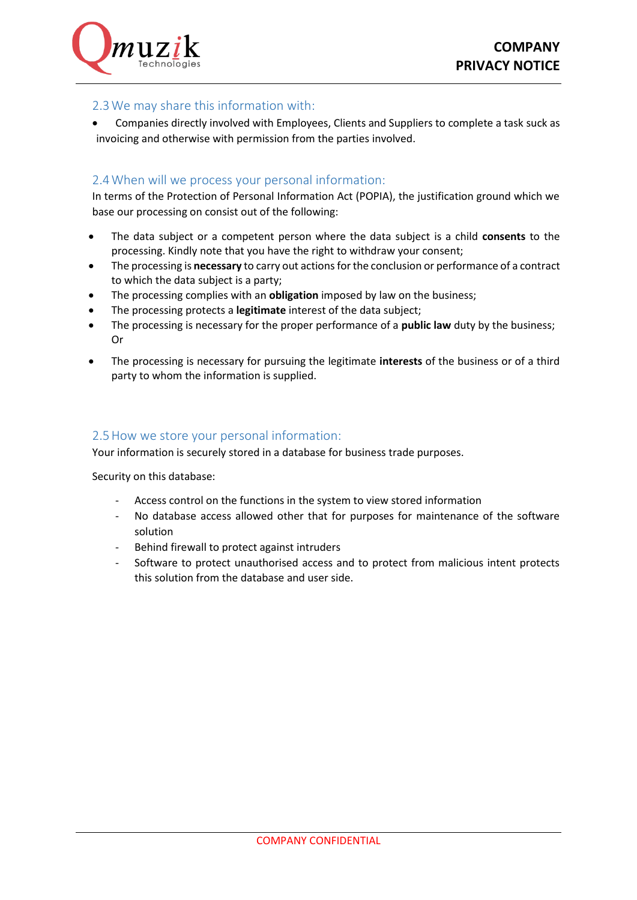## 2.3 We may share this information with:

- Companies directly involved with Employees, Clients and Suppliers to complete a task suck as invoicing and otherwise with permission from the parties involved.

## 2.4 When will we process your personal information:

In terms of the Protection of Personal Information Act (POPIA), the justification ground which we base our processing on consist out of the following:

- The data subject or a competent person where the data subject is a child **consents** to the processing. Kindly note that you have the right to withdraw your consent;
- The processing is **necessary** to carry out actions for the conclusion or performance of a contract to which the data subject is a party;
- The processing complies with an **obligation** imposed by law on the business;
- The processing protects a **legitimate** interest of the data subject;
- The processing is necessary for the proper performance of a **public law** duty by the business; Or
- The processing is necessary for pursuing the legitimate **interests** of the business or of a third party to whom the information is supplied.

## 2.5 How we store your personal information:

Your information is securely stored in a database for business trade purposes.

Security on this database:

- Access control on the functions in the system to view stored information
- No database access allowed other that for purposes for maintenance of the software solution
- Behind firewall to protect against intruders
- Software to protect unauthorised access and to protect from malicious intent protects this solution from the database and user side.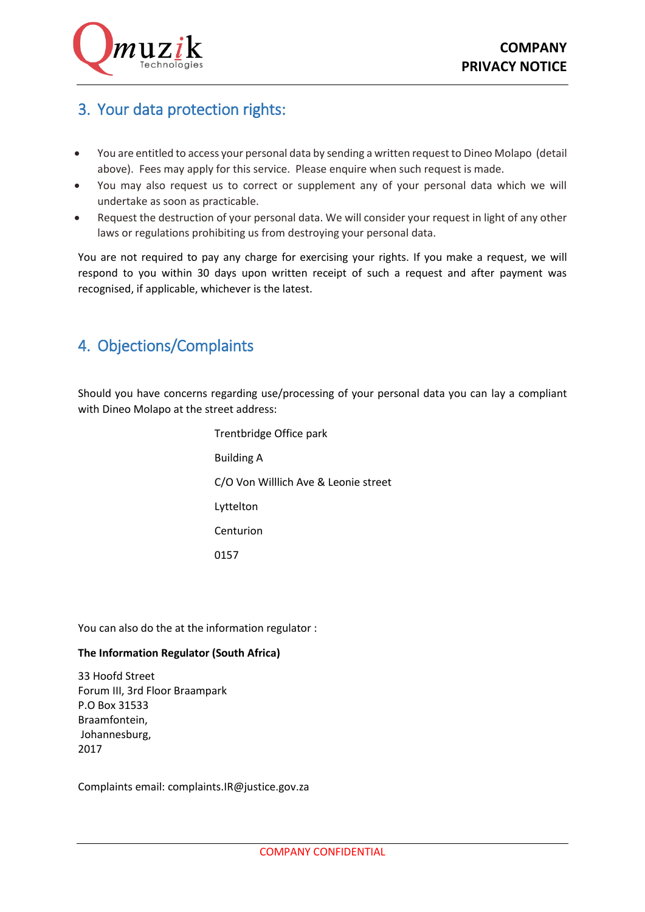## 3. Your data protection rights:

- You are entitled to access your personal data by sending a written request to Dineo Molapo (detail above). Fees may apply for this service. Please enquire when such request is made.
- You may also request us to correct or supplement any of your personal data which we will undertake as soon as practicable.
- Request the destruction of your personal data. We will consider your request in light of any other laws or regulations prohibiting us from destroying your personal data.

You are not required to pay any charge for exercising your rights. If you make a request, we will respond to you within 30 days upon written receipt of such a request and after payment was recognised, if applicable, whichever is the latest.

## 4. Objections/Complaints

Should you have concerns regarding use/processing of your personal data you can lay a compliant with Dineo Molapo at the street address:

Trentbridge Office park

Building A

C/O Von Willlich Ave & Leonie street

Lyttelton

Centurion

0157

You can also do the at the information regulator :

**The Information Regulator (South Africa)**

33 Hoofd Street
Forum III, 3rd Floor Braampark
P.O Box 31533
Braamfontein,
Johannesburg,
2017

Complaints email: complaints.IR@justice.gov.za